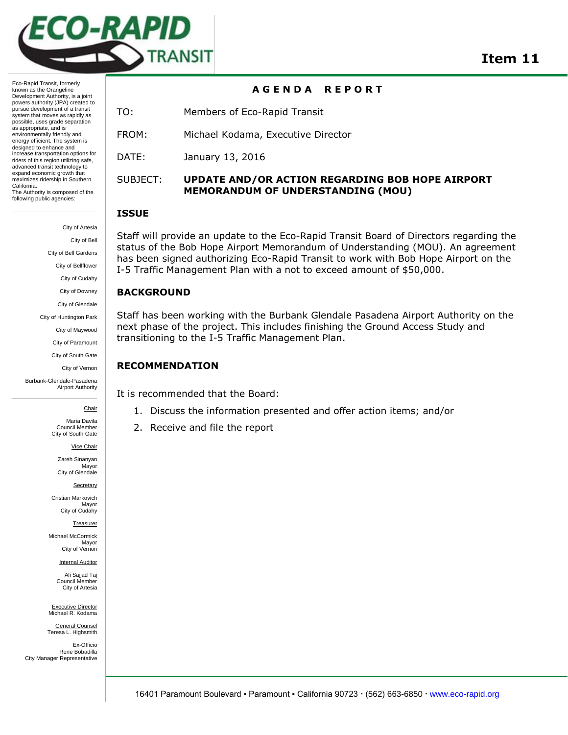# Item 11

## AGENDA REPORT

TO: Members of Eco-Rapid Transit

FROM: Michael Kodama, Executive Director

DATE: January 13, 2016

SUBJECT: **UPDATE AND/OR ACTION REGARDING BOB HOPE AIRPORT MEMORANDUM OF UNDERSTANDING (MOU)**

### ISSUE

Staff will provide an update to the Eco-Rapid Transit Board of Directors regarding the status of the Bob Hope Airport Memorandum of Understanding (MOU). An agreement has been signed authorizing Eco-Rapid Transit to work with Bob Hope Airport on the I-5 Traffic Management Plan with a not to exceed amount of $50,000.

### BACKGROUND

Staff has been working with the Burbank Glendale Pasadena Airport Authority on the next phase of the project. This includes finishing the Ground Access Study and transitioning to the I-5 Traffic Management Plan.

### RECOMMENDATION

It is recommended that the Board:

1. Discuss the information presented and offer action items; and/or
2. Receive and file the report

---

Eco-Rapid Transit, formerly known as the Orangeline Development Authority, is a joint powers authority (JPA) created to pursue development of a transit system that moves as rapidly as possible, uses grade separation as appropriate, and is environmentally friendly and energy efficient. The system is designed to enhance and increase transportation options for riders of this region utilizing safe, advanced transit technology to expand economic growth that maximizes ridership in Southern California.
The Authority is composed of the following public agencies:

City of Artesia
City of Bell
City of Bell Gardens
City of Bellflower
City of Cudahy
City of Downey
City of Glendale
City of Huntington Park
City of Maywood
City of Paramount
City of South Gate
City of Vernon
Burbank-Glendale-Pasadena Airport Authority

Chair
Maria Davila
Council Member
City of South Gate

Vice Chair
Zareh Sinanyan
Mayor
City of Glendale

Secretary
Cristian Markovich
Mayor
City of Cudahy

Treasurer
Michael McCormick
Mayor
City of Vernon

Internal Auditor
Ali Sajjad Taj
Council Member
City of Artesia

Executive Director
Michael R. Kodama

General Counsel
Teresa L. Highsmith

Ex-Officio
Rene Bobadilla
City Manager Representative

16401 Paramount Boulevard ▪ Paramount ▪ California 90723 · (562) 663-6850 · www.eco-rapid.org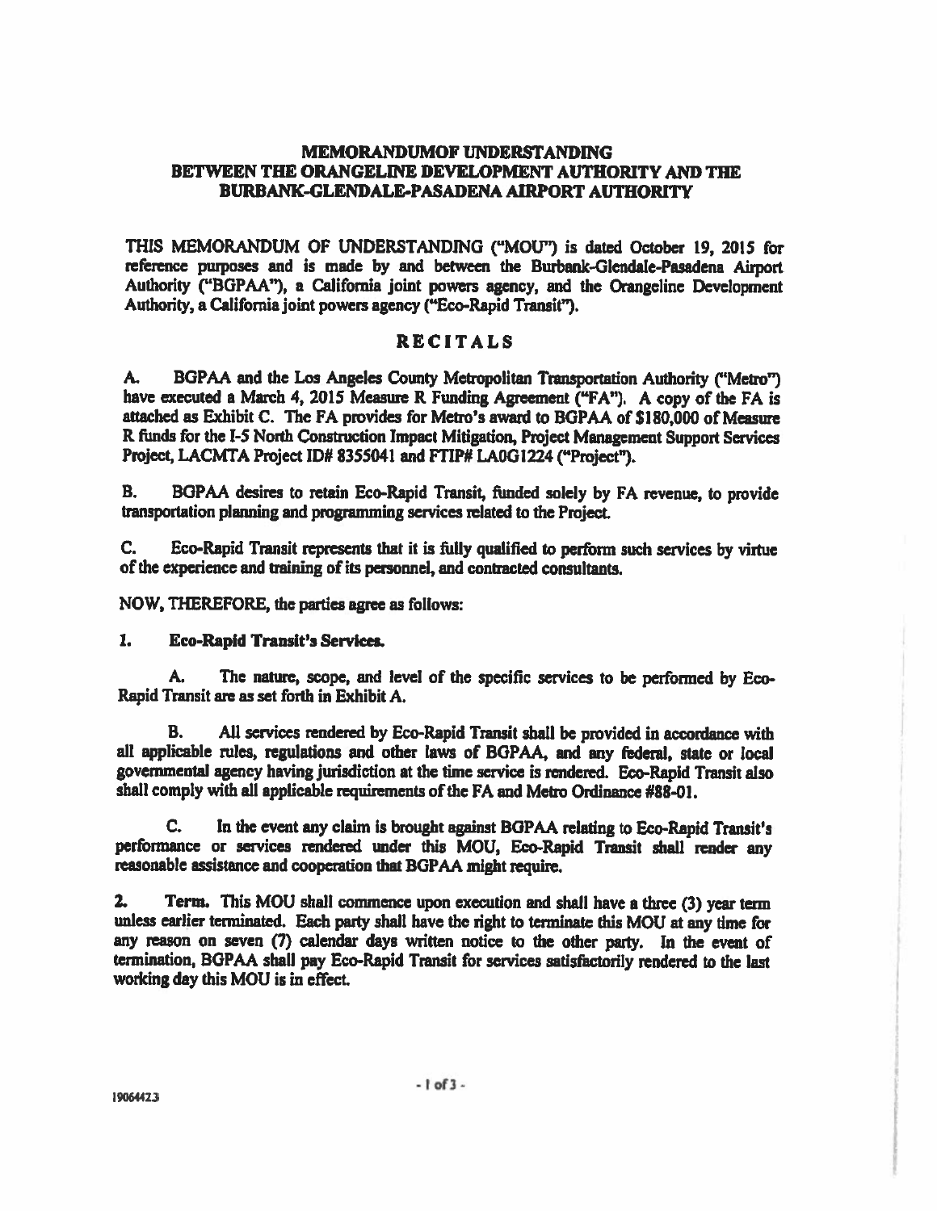# MEMORANDUMOF UNDERSTANDING BETWEEN THE ORANGELINE DEVELOPMENT AUTHORITY AND THE BURBANK-GLENDALE-PASADENA AIRPORT AUTHORITY

THIS MEMORANDUM OF UNDERSTANDING ("MOU") is dated October 19, 2015 for reference purposes and is made by and between the Burbank-Glendale-Pasadena Airport Authority ("BGPAA"), a California joint powers agency, and the Orangeline Development Authority, a California joint powers agency ("Eco-Rapid Transit").

## RECITALS

A. BGPAA and the Los Angeles County Metropolitan Transportation Authority ("Metro") have executed a March 4, 2015 Measure R Funding Agreement ("FA"). A copy of the FA is attached as Exhibit C. The FA provides for Metro's award to BGPAA of $180,000 of Measure R funds for the I-5 North Construction Impact Mitigation, Project Management Support Services Project, LACMTA Project ID# 8355041 and FTIP# LA0G1224 ("Project").

B. BGPAA desires to retain Eco-Rapid Transit, funded solely by FA revenue, to provide transportation planning and programming services related to the Project.

C. Eco-Rapid Transit represents that it is fully qualified to perform such services by virtue of the experience and training of its personnel, and contracted consultants.

NOW, THEREFORE, the parties agree as follows:

**1. Eco-Rapid Transit's Services.**

A. The nature, scope, and level of the specific services to be performed by Eco-Rapid Transit are as set forth in Exhibit A.

B. All services rendered by Eco-Rapid Transit shall be provided in accordance with all applicable rules, regulations and other laws of BGPAA, and any federal, state or local governmental agency having jurisdiction at the time service is rendered. Eco-Rapid Transit also shall comply with all applicable requirements of the FA and Metro Ordinance #88-01.

C. In the event any claim is brought against BGPAA relating to Eco-Rapid Transit's performance or services rendered under this MOU, Eco-Rapid Transit shall render any reasonable assistance and cooperation that BGPAA might require.

**2. Term.** This MOU shall commence upon execution and shall have a three (3) year term unless earlier terminated. Each party shall have the right to terminate this MOU at any time for any reason on seven (7) calendar days written notice to the other party. In the event of termination, BGPAA shall pay Eco-Rapid Transit for services satisfactorily rendered to the last working day this MOU is in effect.

19064423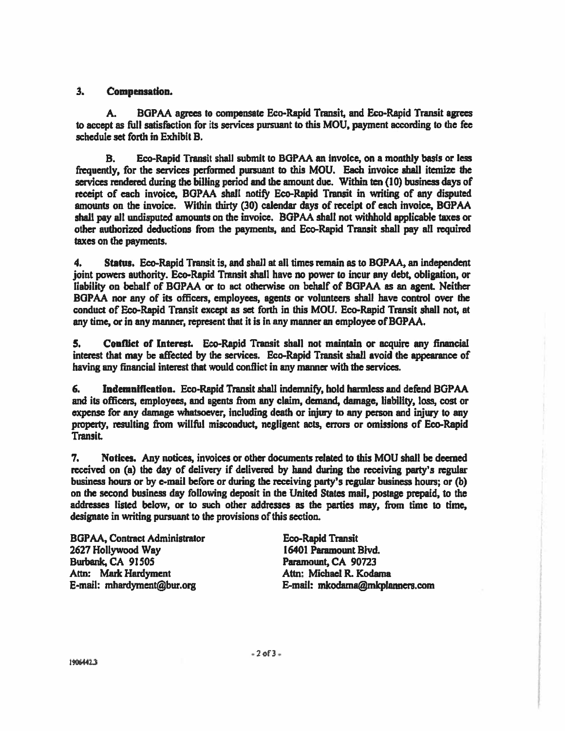**3. Compensation.**

A. BGPAA agrees to compensate Eco-Rapid Transit, and Eco-Rapid Transit agrees to accept as full satisfaction for its services pursuant to this MOU, payment according to the fee schedule set forth in Exhibit B.

B. Eco-Rapid Transit shall submit to BGPAA an invoice, on a monthly basis or less frequently, for the services performed pursuant to this MOU. Each invoice shall itemize the services rendered during the billing period and the amount due. Within ten (10) business days of receipt of each invoice, BGPAA shall notify Eco-Rapid Transit in writing of any disputed amounts on the invoice. Within thirty (30) calendar days of receipt of each invoice, BGPAA shall pay all undisputed amounts on the invoice. BGPAA shall not withhold applicable taxes or other authorized deductions from the payments, and Eco-Rapid Transit shall pay all required taxes on the payments.

**4. Status.** Eco-Rapid Transit is, and shall at all times remain as to BGPAA, an independent joint powers authority. Eco-Rapid Transit shall have no power to incur any debt, obligation, or liability on behalf of BGPAA or to act otherwise on behalf of BGPAA as an agent. Neither BGPAA nor any of its officers, employees, agents or volunteers shall have control over the conduct of Eco-Rapid Transit except as set forth in this MOU. Eco-Rapid Transit shall not, at any time, or in any manner, represent that it is in any manner an employee of BGPAA.

**5. Conflict of Interest.** Eco-Rapid Transit shall not maintain or acquire any financial interest that may be affected by the services. Eco-Rapid Transit shall avoid the appearance of having any financial interest that would conflict in any manner with the services.

**6. Indemnification.** Eco-Rapid Transit shall indemnify, hold harmless and defend BGPAA and its officers, employees, and agents from any claim, demand, damage, liability, loss, cost or expense for any damage whatsoever, including death or injury to any person and injury to any property, resulting from willful misconduct, negligent acts, errors or omissions of Eco-Rapid Transit.

**7. Notices.** Any notices, invoices or other documents related to this MOU shall be deemed received on (a) the day of delivery if delivered by hand during the receiving party's regular business hours or by e-mail before or during the receiving party's regular business hours; or (b) on the second business day following deposit in the United States mail, postage prepaid, to the addresses listed below, or to such other addresses as the parties may, from time to time, designate in writing pursuant to the provisions of this section.

BGPAA, Contract Administrator
2627 Hollywood Way
Burbank, CA 91505
Attn: Mark Hardyment
E-mail: mhardyment@bur.org

Eco-Rapid Transit
16401 Paramount Blvd.
Paramount, CA 90723
Attn: Michael R. Kodama
E-mail: mkodama@mkplanners.com

1906442.3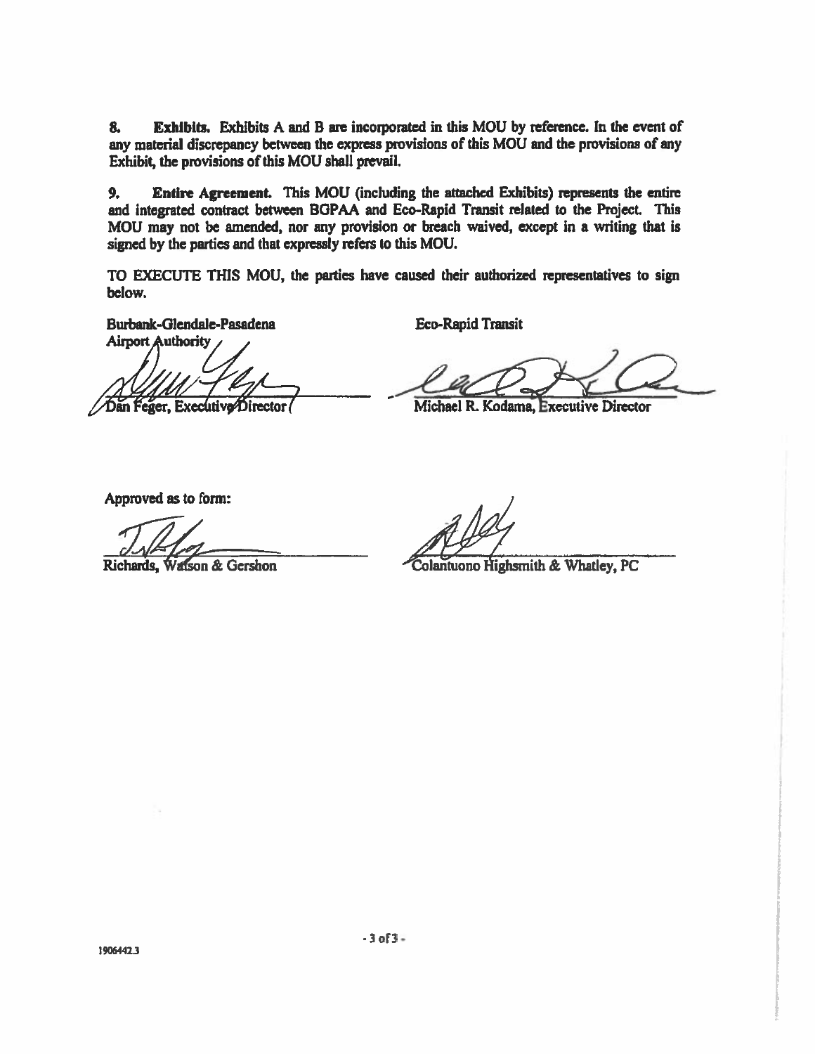8. **Exhibits.** Exhibits A and B are incorporated in this MOU by reference. In the event of any material discrepancy between the express provisions of this MOU and the provisions of any Exhibit, the provisions of this MOU shall prevail.

9. **Entire Agreement.** This MOU (including the attached Exhibits) represents the entire and integrated contract between BGPAA and Eco-Rapid Transit related to the Project. This MOU may not be amended, nor any provision or breach waived, except in a writing that is signed by the parties and that expressly refers to this MOU.

TO EXECUTE THIS MOU, the parties have caused their authorized representatives to sign below.

Burbank-Glendale-Pasadena Airport Authority

Dan Feger, Executive Director

Eco-Rapid Transit

Michael R. Kodama, Executive Director

Approved as to form:

Richards, Watson & Gershon

Colantuono Highsmith & Whatley, PC

1906442.3